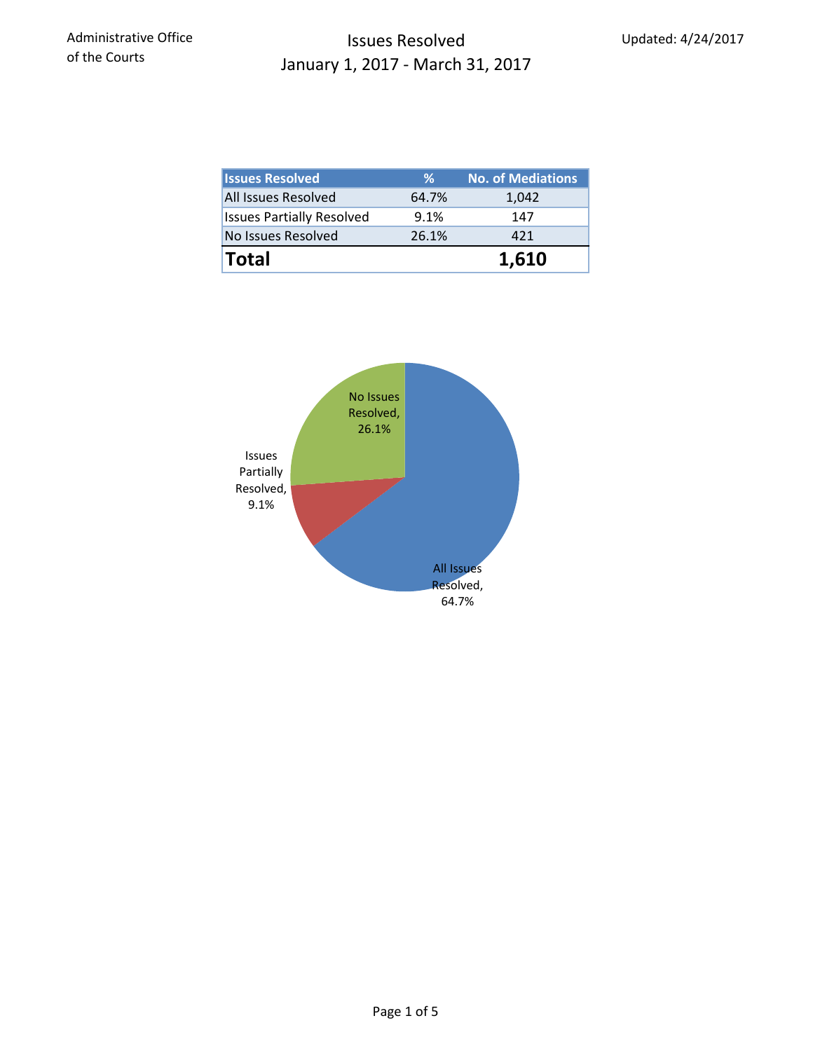Administrative Office of the Courts

Updated: 4/24/2017

# Issues Resolved
## January 1, 2017 - March 31, 2017

| Issues Resolved | % | No. of Mediations |
|---|---|---|
| All Issues Resolved | 64.7% | 1,042 |
| Issues Partially Resolved | 9.1% | 147 |
| No Issues Resolved | 26.1% | 421 |
| **Total** | | **1,610** |

No Issues Resolved, 26.1%

Issues Partially Resolved, 9.1%

All Issues Resolved, 64.7%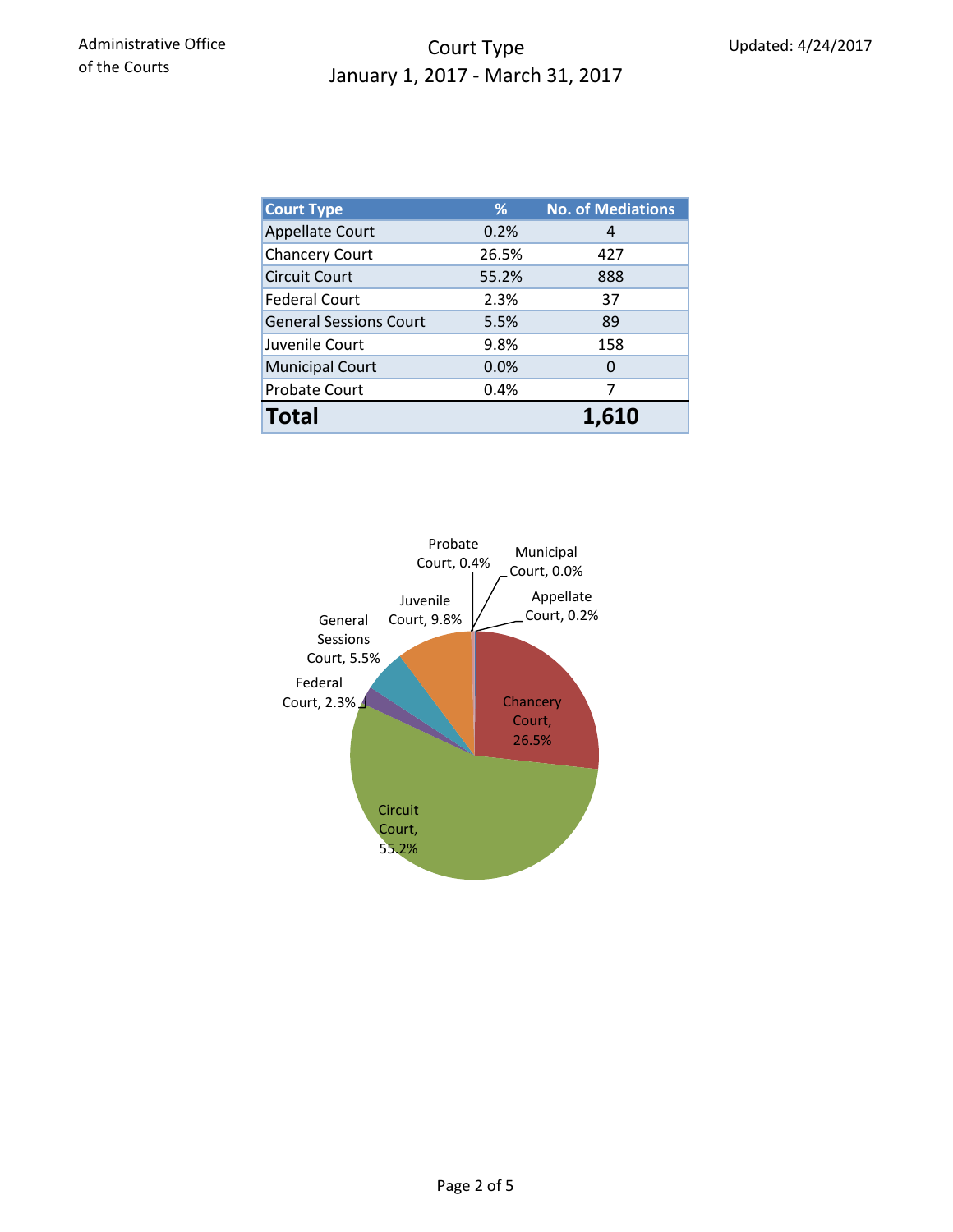Administrative Office of the Courts

# Court Type
## January 1, 2017 - March 31, 2017

Updated: 4/24/2017

| Court Type | % | No. of Mediations |
|---|---|---|
| Appellate Court | 0.2% | 4 |
| Chancery Court | 26.5% | 427 |
| Circuit Court | 55.2% | 888 |
| Federal Court | 2.3% | 37 |
| General Sessions Court | 5.5% | 89 |
| Juvenile Court | 9.8% | 158 |
| Municipal Court | 0.0% | 0 |
| Probate Court | 0.4% | 7 |
| **Total** | | **1,610** |

Probate Court, 0.4%
Municipal Court, 0.0%
Appellate Court, 0.2%
Juvenile Court, 9.8%
General Sessions Court, 5.5%
Federal Court, 2.3%
Chancery Court, 26.5%
Circuit Court, 55.2%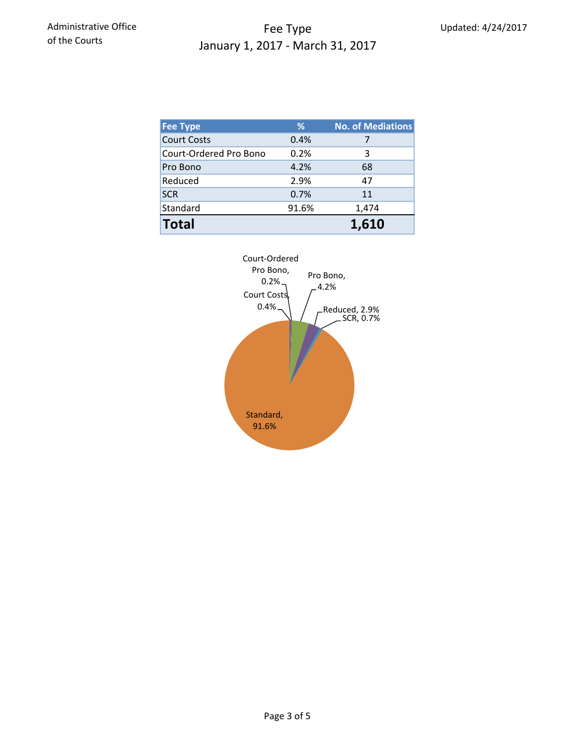Administrative Office of the Courts

# Fee Type
## January 1, 2017 - March 31, 2017

Updated: 4/24/2017

| Fee Type | % | No. of Mediations |
|---|---|---|
| Court Costs | 0.4% | 7 |
| Court-Ordered Pro Bono | 0.2% | 3 |
| Pro Bono | 4.2% | 68 |
| Reduced | 2.9% | 47 |
| SCR | 0.7% | 11 |
| Standard | 91.6% | 1,474 |
| **Total** | | **1,610** |

Court-Ordered Pro Bono, 0.2%
Pro Bono, 4.2%
Court Costs, 0.4%
Reduced, 2.9%
SCR, 0.7%
Standard, 91.6%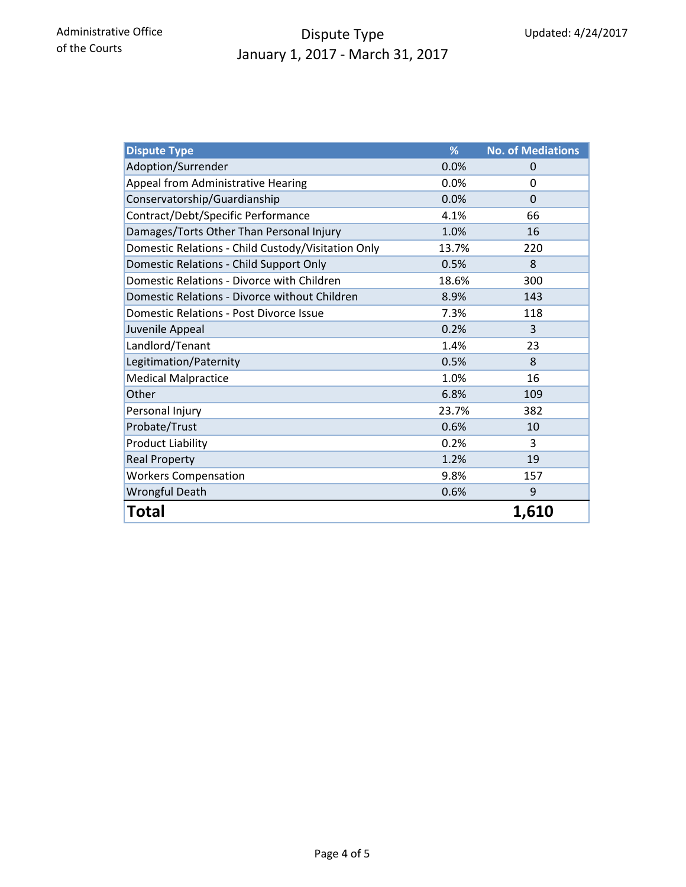Administrative Office of the Courts

# Dispute Type
## January 1, 2017 - March 31, 2017

Updated: 4/24/2017

| Dispute Type | % | No. of Mediations |
|---|---|---|
| Adoption/Surrender | 0.0% | 0 |
| Appeal from Administrative Hearing | 0.0% | 0 |
| Conservatorship/Guardianship | 0.0% | 0 |
| Contract/Debt/Specific Performance | 4.1% | 66 |
| Damages/Torts Other Than Personal Injury | 1.0% | 16 |
| Domestic Relations - Child Custody/Visitation Only | 13.7% | 220 |
| Domestic Relations - Child Support Only | 0.5% | 8 |
| Domestic Relations - Divorce with Children | 18.6% | 300 |
| Domestic Relations - Divorce without Children | 8.9% | 143 |
| Domestic Relations - Post Divorce Issue | 7.3% | 118 |
| Juvenile Appeal | 0.2% | 3 |
| Landlord/Tenant | 1.4% | 23 |
| Legitimation/Paternity | 0.5% | 8 |
| Medical Malpractice | 1.0% | 16 |
| Other | 6.8% | 109 |
| Personal Injury | 23.7% | 382 |
| Probate/Trust | 0.6% | 10 |
| Product Liability | 0.2% | 3 |
| Real Property | 1.2% | 19 |
| Workers Compensation | 9.8% | 157 |
| Wrongful Death | 0.6% | 9 |
| **Total** | | **1,610** |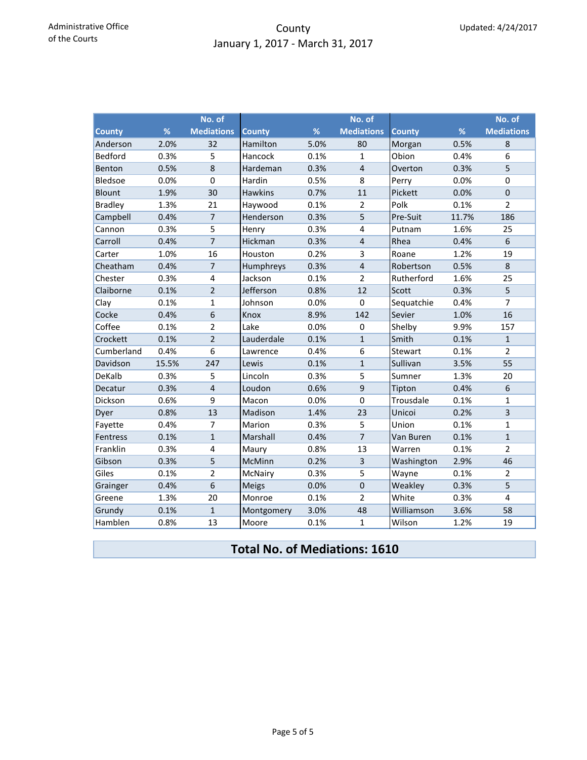Administrative Office of the Courts

Updated: 4/24/2017

# County
## January 1, 2017 - March 31, 2017

| County | % | No. of Mediations | County | % | No. of Mediations | County | % | No. of Mediations |
|---|---|---|---|---|---|---|---|---|
| Anderson | 2.0% | 32 | Hamilton | 5.0% | 80 | Morgan | 0.5% | 8 |
| Bedford | 0.3% | 5 | Hancock | 0.1% | 1 | Obion | 0.4% | 6 |
| Benton | 0.5% | 8 | Hardeman | 0.3% | 4 | Overton | 0.3% | 5 |
| Bledsoe | 0.0% | 0 | Hardin | 0.5% | 8 | Perry | 0.0% | 0 |
| Blount | 1.9% | 30 | Hawkins | 0.7% | 11 | Pickett | 0.0% | 0 |
| Bradley | 1.3% | 21 | Haywood | 0.1% | 2 | Polk | 0.1% | 2 |
| Campbell | 0.4% | 7 | Henderson | 0.3% | 5 | Pre-Suit | 11.7% | 186 |
| Cannon | 0.3% | 5 | Henry | 0.3% | 4 | Putnam | 1.6% | 25 |
| Carroll | 0.4% | 7 | Hickman | 0.3% | 4 | Rhea | 0.4% | 6 |
| Carter | 1.0% | 16 | Houston | 0.2% | 3 | Roane | 1.2% | 19 |
| Cheatham | 0.4% | 7 | Humphreys | 0.3% | 4 | Robertson | 0.5% | 8 |
| Chester | 0.3% | 4 | Jackson | 0.1% | 2 | Rutherford | 1.6% | 25 |
| Claiborne | 0.1% | 2 | Jefferson | 0.8% | 12 | Scott | 0.3% | 5 |
| Clay | 0.1% | 1 | Johnson | 0.0% | 0 | Sequatchie | 0.4% | 7 |
| Cocke | 0.4% | 6 | Knox | 8.9% | 142 | Sevier | 1.0% | 16 |
| Coffee | 0.1% | 2 | Lake | 0.0% | 0 | Shelby | 9.9% | 157 |
| Crockett | 0.1% | 2 | Lauderdale | 0.1% | 1 | Smith | 0.1% | 1 |
| Cumberland | 0.4% | 6 | Lawrence | 0.4% | 6 | Stewart | 0.1% | 2 |
| Davidson | 15.5% | 247 | Lewis | 0.1% | 1 | Sullivan | 3.5% | 55 |
| DeKalb | 0.3% | 5 | Lincoln | 0.3% | 5 | Sumner | 1.3% | 20 |
| Decatur | 0.3% | 4 | Loudon | 0.6% | 9 | Tipton | 0.4% | 6 |
| Dickson | 0.6% | 9 | Macon | 0.0% | 0 | Trousdale | 0.1% | 1 |
| Dyer | 0.8% | 13 | Madison | 1.4% | 23 | Unicoi | 0.2% | 3 |
| Fayette | 0.4% | 7 | Marion | 0.3% | 5 | Union | 0.1% | 1 |
| Fentress | 0.1% | 1 | Marshall | 0.4% | 7 | Van Buren | 0.1% | 1 |
| Franklin | 0.3% | 4 | Maury | 0.8% | 13 | Warren | 0.1% | 2 |
| Gibson | 0.3% | 5 | McMinn | 0.2% | 3 | Washington | 2.9% | 46 |
| Giles | 0.1% | 2 | McNairy | 0.3% | 5 | Wayne | 0.1% | 2 |
| Grainger | 0.4% | 6 | Meigs | 0.0% | 0 | Weakley | 0.3% | 5 |
| Greene | 1.3% | 20 | Monroe | 0.1% | 2 | White | 0.3% | 4 |
| Grundy | 0.1% | 1 | Montgomery | 3.0% | 48 | Williamson | 3.6% | 58 |
| Hamblen | 0.8% | 13 | Moore | 0.1% | 1 | Wilson | 1.2% | 19 |

**Total No. of Mediations: 1610**